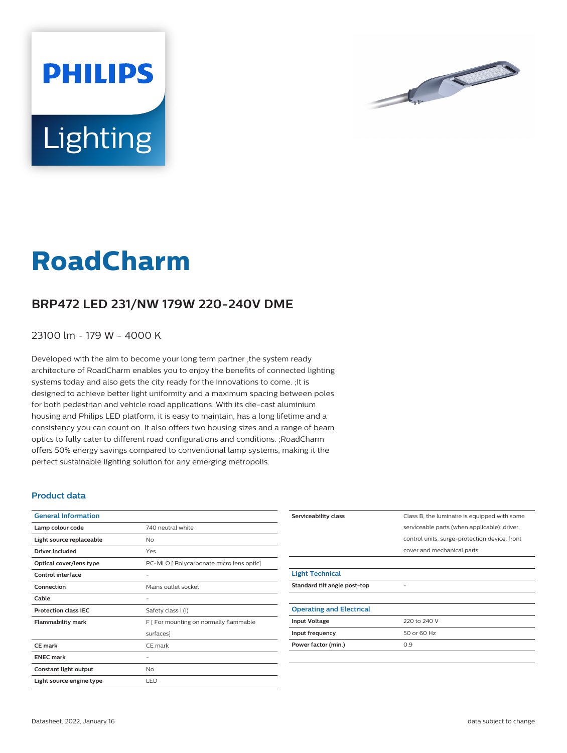# RoadCharm

## BRP472 LED 231/NW 179W 220-240V DME

23100 lm - 179 W - 4000 K

Developed with the aim to become your long term partner ,the system ready architecture of RoadCharm enables you to enjoy the benefits of connected lighting systems today and also gets the city ready for the innovations to come. ;It is designed to achieve better light uniformity and a maximum spacing between poles for both pedestrian and vehicle road applications. With its die-cast aluminium housing and Philips LED platform, it is easy to maintain, has a long lifetime and a consistency you can count on. It also offers two housing sizes and a range of beam optics to fully cater to different road configurations and conditions. ;RoadCharm offers 50% energy savings compared to conventional lamp systems, making it the perfect sustainable lighting solution for any emerging metropolis.

### Product data

| General Information | |
|---|---|
| **Lamp colour code** | 740 neutral white |
| **Light source replaceable** | No |
| **Driver included** | Yes |
| **Optical cover/lens type** | PC-MLO [ Polycarbonate micro lens optic] |
| **Control interface** | - |
| **Connection** | Mains outlet socket |
| **Cable** | - |
| **Protection class IEC** | Safety class I (I) |
| **Flammability mark** | F [ For mounting on normally flammable surfaces] |
| **CE mark** | CE mark |
| **ENEC mark** | - |
| **Constant light output** | No |
| **Light source engine type** | LED |
| **Serviceability class** | Class B, the luminaire is equipped with some serviceable parts (when applicable): driver, control units, surge-protection device, front cover and mechanical parts |

| Light Technical | |
|---|---|
| **Standard tilt angle post-top** | - |

| Operating and Electrical | |
|---|---|
| **Input Voltage** | 220 to 240 V |
| **Input frequency** | 50 or 60 Hz |
| **Power factor (min.)** | 0.9 |

Datasheet, 2022, January 16

data subject to change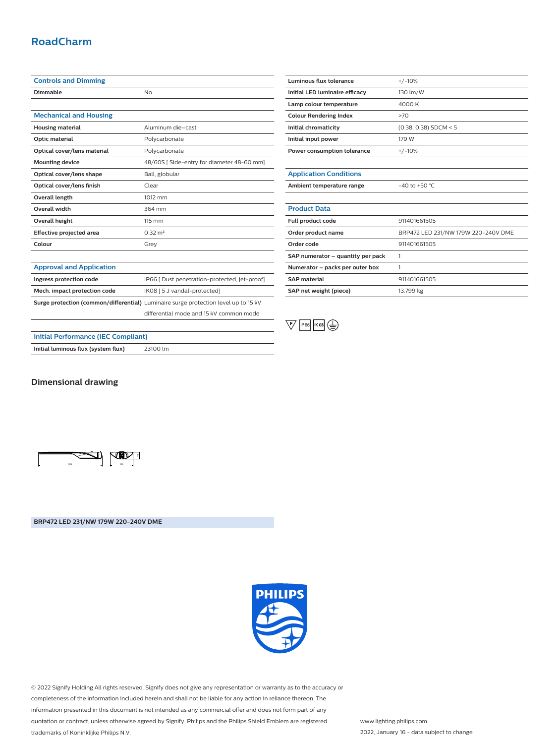# RoadCharm

## Controls and Dimming

| | |
|---|---|
| Dimmable | No |

## Mechanical and Housing

| | |
|---|---|
| Housing material | Aluminum die–cast |
| Optic material | Polycarbonate |
| Optical cover/lens material | Polycarbonate |
| Mounting device | 48/60S [ Side-entry for diameter 48-60 mm] |
| Optical cover/lens shape | Ball, globular |
| Optical cover/lens finish | Clear |
| Overall length | 1012 mm |
| Overall width | 364 mm |
| Overall height | 115 mm |
| Effective projected area | 0.32 m² |
| Colour | Grey |

## Approval and Application

| | |
|---|---|
| Ingress protection code | IP66 [ Dust penetration-protected, jet-proof] |
| Mech. impact protection code | IK08 [ 5 J vandal-protected] |
| Surge protection (common/differential) | Luminaire surge protection level up to 15 kV differential mode and 15 kV common mode |

## Initial Performance (IEC Compliant)

| | |
|---|---|
| Initial luminous flux (system flux) | 23100 lm |
| Luminous flux tolerance | +/-10% |
| Initial LED luminaire efficacy | 130 lm/W |
| Lamp colour temperature | 4000 K |
| Colour Rendering Index | >70 |
| Initial chromaticity | (0.38, 0.38) SDCM < 5 |
| Initial input power | 179 W |
| Power consumption tolerance | +/-10% |

## Application Conditions

| | |
|---|---|
| Ambient temperature range | -40 to +50 °C |

## Product Data

| | |
|---|---|
| Full product code | 911401661505 |
| Order product name | BRP472 LED 231/NW 179W 220-240V DME |
| Order code | 911401661505 |
| SAP numerator – quantity per pack | 1 |
| Numerator – packs per outer box | 1 |
| SAP material | 911401661505 |
| SAP net weight (piece) | 13.799 kg |

## Dimensional drawing

1012

364

**BRP472 LED 231/NW 179W 220-240V DME**

© 2022 Signify Holding All rights reserved. Signify does not give any representation or warranty as to the accuracy or completeness of the information included herein and shall not be liable for any action in reliance thereon. The information presented in this document is not intended as any commercial offer and does not form part of any quotation or contract, unless otherwise agreed by Signify. Philips and the Philips Shield Emblem are registered trademarks of Koninklijke Philips N.V.

www.lighting.philips.com

2022, January 16 - data subject to change